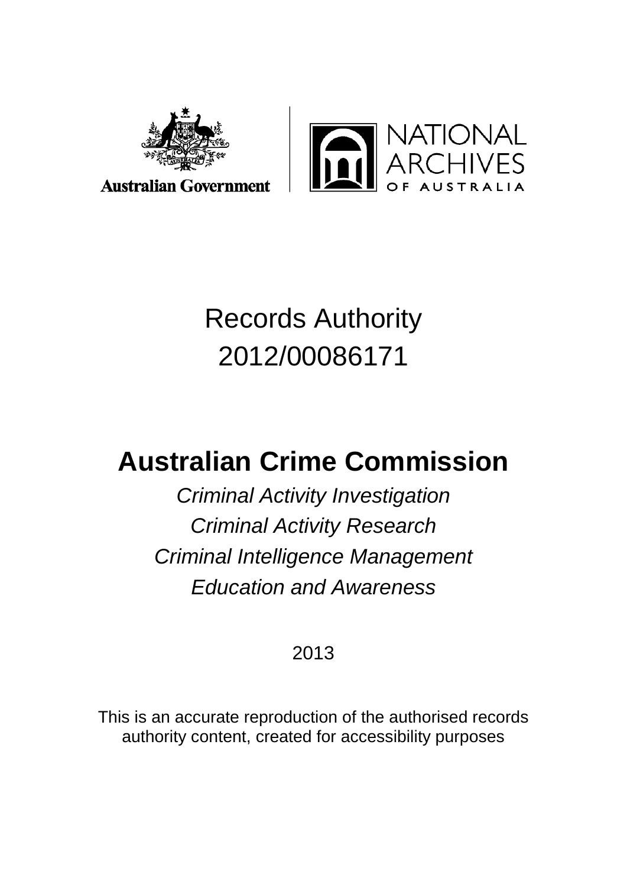Australian Government

NATIONAL ARCHIVES OF AUSTRALIA

# Records Authority 2012/00086171

# Australian Crime Commission

*Criminal Activity Investigation*

*Criminal Activity Research*

*Criminal Intelligence Management*

*Education and Awareness*

2013

This is an accurate reproduction of the authorised records authority content, created for accessibility purposes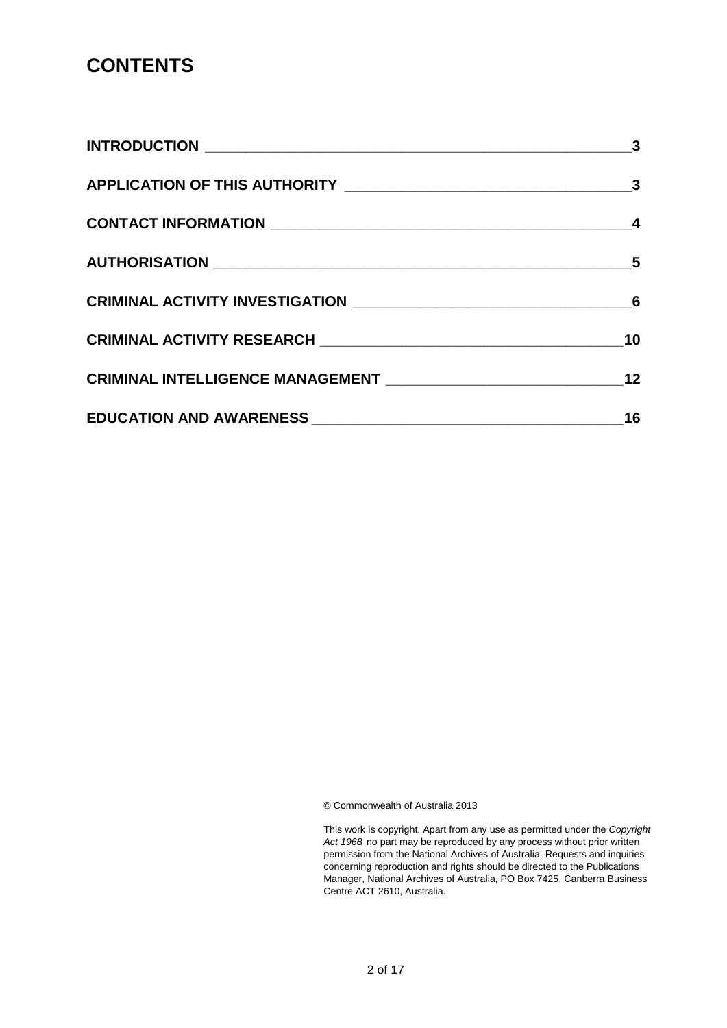# CONTENTS

| | |
|---|---|
| **INTRODUCTION** | **3** |
| **APPLICATION OF THIS AUTHORITY** | **3** |
| **CONTACT INFORMATION** | **4** |
| **AUTHORISATION** | **5** |
| **CRIMINAL ACTIVITY INVESTIGATION** | **6** |
| **CRIMINAL ACTIVITY RESEARCH** | **10** |
| **CRIMINAL INTELLIGENCE MANAGEMENT** | **12** |
| **EDUCATION AND AWARENESS** | **16** |

© Commonwealth of Australia 2013

This work is copyright. Apart from any use as permitted under the *Copyright Act 1968*, no part may be reproduced by any process without prior written permission from the National Archives of Australia. Requests and inquiries concerning reproduction and rights should be directed to the Publications Manager, National Archives of Australia, PO Box 7425, Canberra Business Centre ACT 2610, Australia.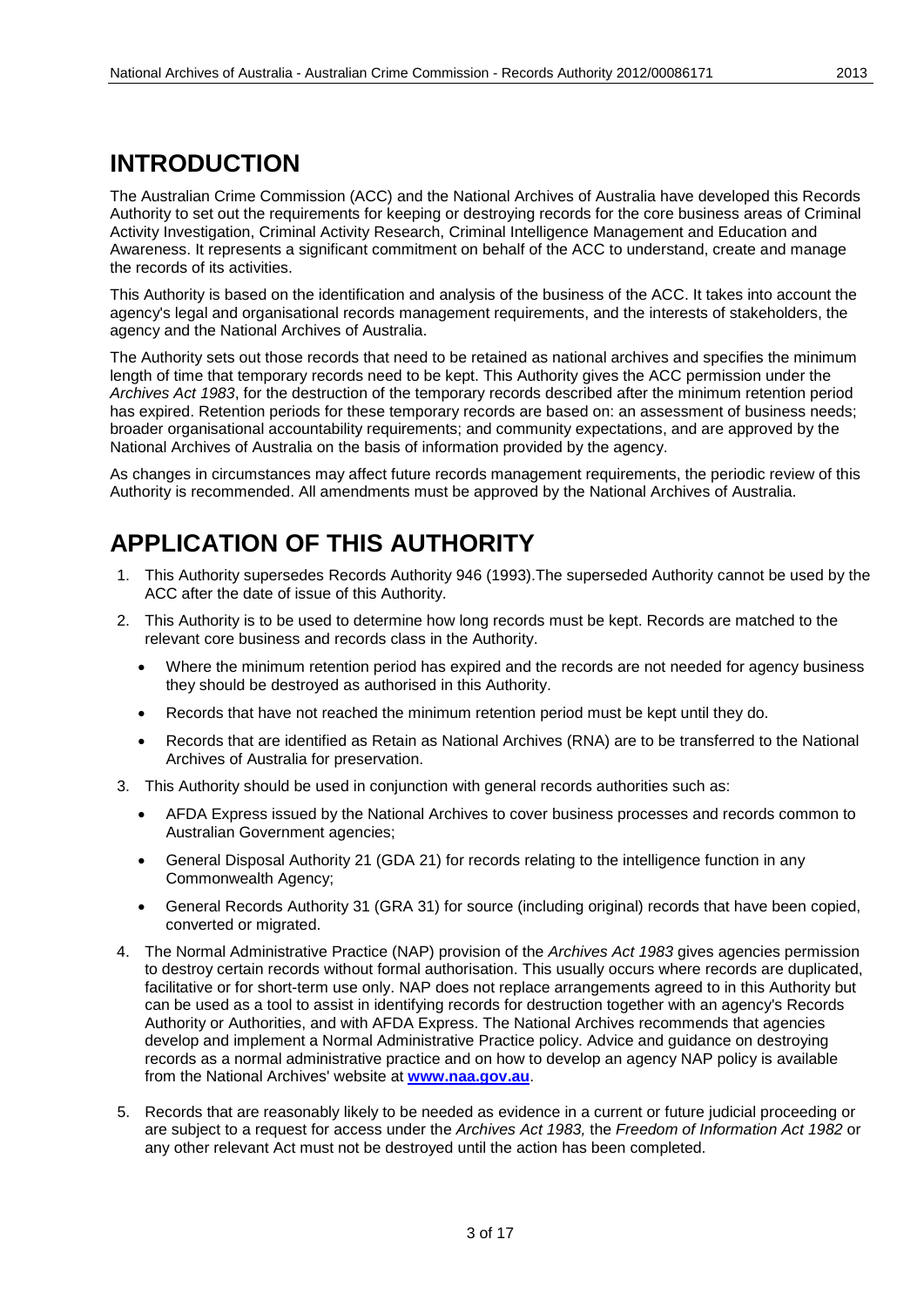# INTRODUCTION

The Australian Crime Commission (ACC) and the National Archives of Australia have developed this Records Authority to set out the requirements for keeping or destroying records for the core business areas of Criminal Activity Investigation, Criminal Activity Research, Criminal Intelligence Management and Education and Awareness. It represents a significant commitment on behalf of the ACC to understand, create and manage the records of its activities.

This Authority is based on the identification and analysis of the business of the ACC. It takes into account the agency's legal and organisational records management requirements, and the interests of stakeholders, the agency and the National Archives of Australia.

The Authority sets out those records that need to be retained as national archives and specifies the minimum length of time that temporary records need to be kept. This Authority gives the ACC permission under the *Archives Act 1983*, for the destruction of the temporary records described after the minimum retention period has expired. Retention periods for these temporary records are based on: an assessment of business needs; broader organisational accountability requirements; and community expectations, and are approved by the National Archives of Australia on the basis of information provided by the agency.

As changes in circumstances may affect future records management requirements, the periodic review of this Authority is recommended. All amendments must be approved by the National Archives of Australia.

# APPLICATION OF THIS AUTHORITY

1. This Authority supersedes Records Authority 946 (1993).The superseded Authority cannot be used by the ACC after the date of issue of this Authority.
2. This Authority is to be used to determine how long records must be kept. Records are matched to the relevant core business and records class in the Authority.
   - Where the minimum retention period has expired and the records are not needed for agency business they should be destroyed as authorised in this Authority.
   - Records that have not reached the minimum retention period must be kept until they do.
   - Records that are identified as Retain as National Archives (RNA) are to be transferred to the National Archives of Australia for preservation.
3. This Authority should be used in conjunction with general records authorities such as:
   - AFDA Express issued by the National Archives to cover business processes and records common to Australian Government agencies;
   - General Disposal Authority 21 (GDA 21) for records relating to the intelligence function in any Commonwealth Agency;
   - General Records Authority 31 (GRA 31) for source (including original) records that have been copied, converted or migrated.
4. The Normal Administrative Practice (NAP) provision of the *Archives Act 1983* gives agencies permission to destroy certain records without formal authorisation. This usually occurs where records are duplicated, facilitative or for short-term use only. NAP does not replace arrangements agreed to in this Authority but can be used as a tool to assist in identifying records for destruction together with an agency's Records Authority or Authorities, and with AFDA Express. The National Archives recommends that agencies develop and implement a Normal Administrative Practice policy. Advice and guidance on destroying records as a normal administrative practice and on how to develop an agency NAP policy is available from the National Archives' website at **www.naa.gov.au**.
5. Records that are reasonably likely to be needed as evidence in a current or future judicial proceeding or are subject to a request for access under the *Archives Act 1983,* the *Freedom of Information Act 1982* or any other relevant Act must not be destroyed until the action has been completed.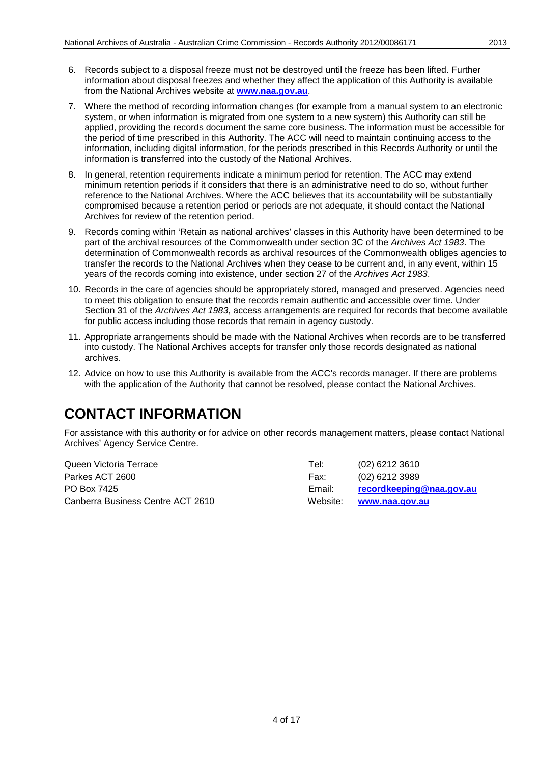6. Records subject to a disposal freeze must not be destroyed until the freeze has been lifted. Further information about disposal freezes and whether they affect the application of this Authority is available from the National Archives website at **www.naa.gov.au**.

7. Where the method of recording information changes (for example from a manual system to an electronic system, or when information is migrated from one system to a new system) this Authority can still be applied, providing the records document the same core business. The information must be accessible for the period of time prescribed in this Authority. The ACC will need to maintain continuing access to the information, including digital information, for the periods prescribed in this Records Authority or until the information is transferred into the custody of the National Archives.

8. In general, retention requirements indicate a minimum period for retention. The ACC may extend minimum retention periods if it considers that there is an administrative need to do so, without further reference to the National Archives. Where the ACC believes that its accountability will be substantially compromised because a retention period or periods are not adequate, it should contact the National Archives for review of the retention period.

9. Records coming within 'Retain as national archives' classes in this Authority have been determined to be part of the archival resources of the Commonwealth under section 3C of the *Archives Act 1983*. The determination of Commonwealth records as archival resources of the Commonwealth obliges agencies to transfer the records to the National Archives when they cease to be current and, in any event, within 15 years of the records coming into existence, under section 27 of the *Archives Act 1983*.

10. Records in the care of agencies should be appropriately stored, managed and preserved. Agencies need to meet this obligation to ensure that the records remain authentic and accessible over time. Under Section 31 of the *Archives Act 1983*, access arrangements are required for records that become available for public access including those records that remain in agency custody.

11. Appropriate arrangements should be made with the National Archives when records are to be transferred into custody. The National Archives accepts for transfer only those records designated as national archives.

12. Advice on how to use this Authority is available from the ACC's records manager. If there are problems with the application of the Authority that cannot be resolved, please contact the National Archives.

# CONTACT INFORMATION

For assistance with this authority or for advice on other records management matters, please contact National Archives' Agency Service Centre.

| | | |
|---|---|---|
| Queen Victoria Terrace | Tel: | (02) 6212 3610 |
| Parkes ACT 2600 | Fax: | (02) 6212 3989 |
| PO Box 7425 | Email: | **recordkeeping@naa.gov.au** |
| Canberra Business Centre ACT 2610 | Website: | **www.naa.gov.au** |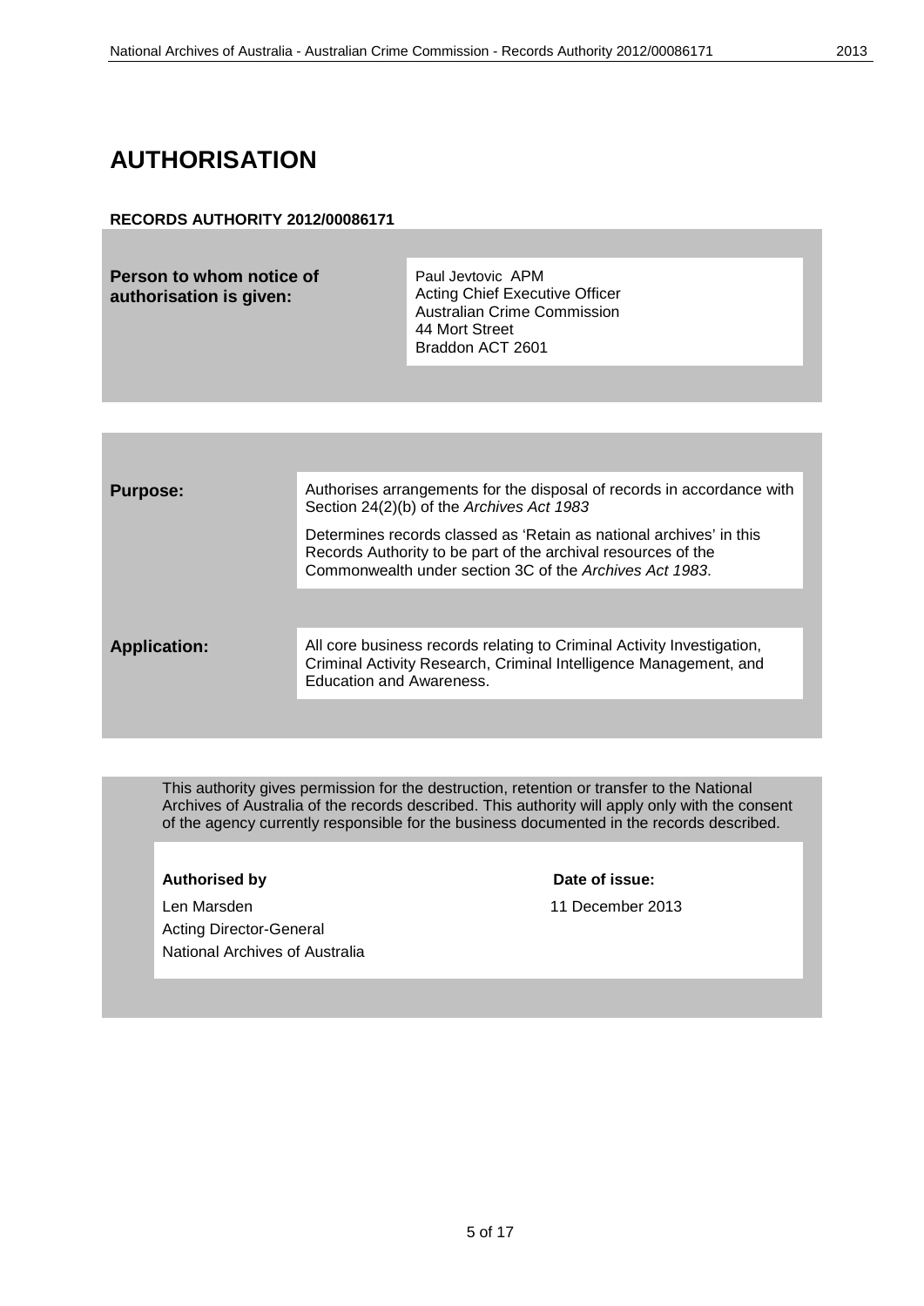# AUTHORISATION

**RECORDS AUTHORITY 2012/00086171**

| | |
|---|---|
| **Person to whom notice of authorisation is given:** | Paul Jevtovic APM<br>Acting Chief Executive Officer<br>Australian Crime Commission<br>44 Mort Street<br>Braddon ACT 2601 |

| | |
|---|---|
| **Purpose:** | Authorises arrangements for the disposal of records in accordance with Section 24(2)(b) of the *Archives Act 1983*<br><br>Determines records classed as 'Retain as national archives' in this Records Authority to be part of the archival resources of the Commonwealth under section 3C of the *Archives Act 1983*. |
| **Application:** | All core business records relating to Criminal Activity Investigation, Criminal Activity Research, Criminal Intelligence Management, and Education and Awareness. |

This authority gives permission for the destruction, retention or transfer to the National Archives of Australia of the records described. This authority will apply only with the consent of the agency currently responsible for the business documented in the records described.

| **Authorised by** | **Date of issue:** |
|---|---|
| Len Marsden<br>Acting Director-General<br>National Archives of Australia | 11 December 2013 |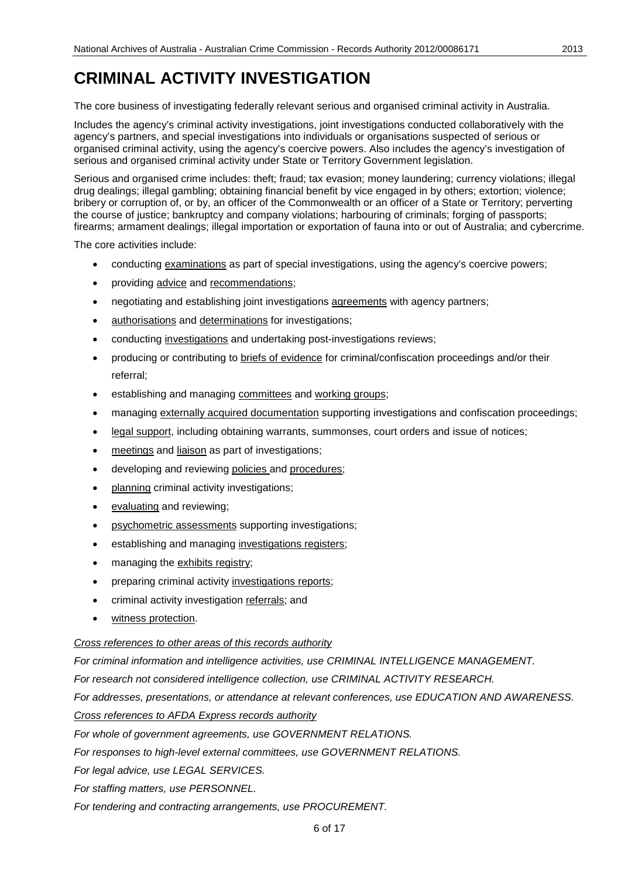# CRIMINAL ACTIVITY INVESTIGATION

The core business of investigating federally relevant serious and organised criminal activity in Australia.

Includes the agency's criminal activity investigations, joint investigations conducted collaboratively with the agency's partners, and special investigations into individuals or organisations suspected of serious or organised criminal activity, using the agency's coercive powers. Also includes the agency's investigation of serious and organised criminal activity under State or Territory Government legislation.

Serious and organised crime includes: theft; fraud; tax evasion; money laundering; currency violations; illegal drug dealings; illegal gambling; obtaining financial benefit by vice engaged in by others; extortion; violence; bribery or corruption of, or by, an officer of the Commonwealth or an officer of a State or Territory; perverting the course of justice; bankruptcy and company violations; harbouring of criminals; forging of passports; firearms; armament dealings; illegal importation or exportation of fauna into or out of Australia; and cybercrime.

The core activities include:

- conducting examinations as part of special investigations, using the agency's coercive powers;
- providing advice and recommendations;
- negotiating and establishing joint investigations agreements with agency partners;
- authorisations and determinations for investigations;
- conducting investigations and undertaking post-investigations reviews;
- producing or contributing to briefs of evidence for criminal/confiscation proceedings and/or their referral;
- establishing and managing committees and working groups;
- managing externally acquired documentation supporting investigations and confiscation proceedings;
- legal support, including obtaining warrants, summonses, court orders and issue of notices;
- meetings and liaison as part of investigations;
- developing and reviewing policies and procedures;
- planning criminal activity investigations;
- evaluating and reviewing;
- psychometric assessments supporting investigations;
- establishing and managing investigations registers;
- managing the exhibits registry;
- preparing criminal activity investigations reports;
- criminal activity investigation referrals; and
- witness protection.

*Cross references to other areas of this records authority*

*For criminal information and intelligence activities, use CRIMINAL INTELLIGENCE MANAGEMENT.*

*For research not considered intelligence collection, use CRIMINAL ACTIVITY RESEARCH.*

*For addresses, presentations, or attendance at relevant conferences, use EDUCATION AND AWARENESS.*

*Cross references to AFDA Express records authority*

*For whole of government agreements, use GOVERNMENT RELATIONS.*

*For responses to high-level external committees, use GOVERNMENT RELATIONS.*

*For legal advice, use LEGAL SERVICES.*

*For staffing matters, use PERSONNEL.*

*For tendering and contracting arrangements, use PROCUREMENT.*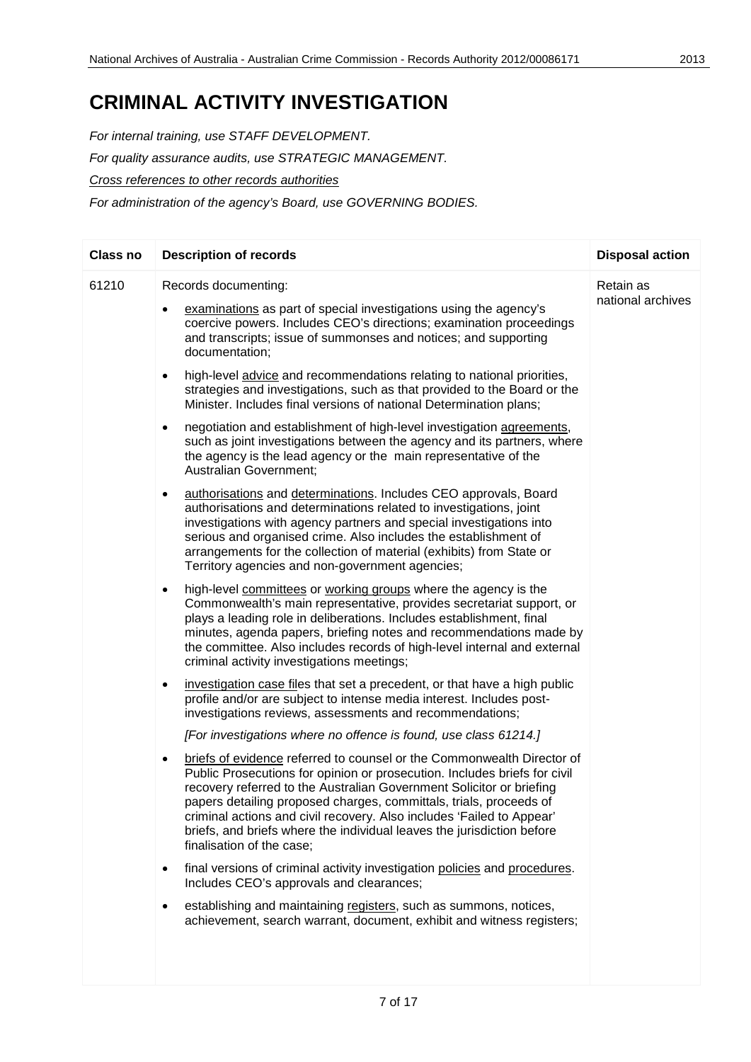# CRIMINAL ACTIVITY INVESTIGATION

*For internal training, use STAFF DEVELOPMENT.*

*For quality assurance audits, use STRATEGIC MANAGEMENT.*

Cross references to other records authorities

*For administration of the agency's Board, use GOVERNING BODIES.*

| Class no | Description of records | Disposal action |
|---|---|---|
| 61210 | Records documenting:<br>• examinations as part of special investigations using the agency's coercive powers. Includes CEO's directions; examination proceedings and transcripts; issue of summonses and notices; and supporting documentation;<br>• high-level advice and recommendations relating to national priorities, strategies and investigations, such as that provided to the Board or the Minister. Includes final versions of national Determination plans;<br>• negotiation and establishment of high-level investigation agreements, such as joint investigations between the agency and its partners, where the agency is the lead agency or the main representative of the Australian Government;<br>• authorisations and determinations. Includes CEO approvals, Board authorisations and determinations related to investigations, joint investigations with agency partners and special investigations into serious and organised crime. Also includes the establishment of arrangements for the collection of material (exhibits) from State or Territory agencies and non-government agencies;<br>• high-level committees or working groups where the agency is the Commonwealth's main representative, provides secretariat support, or plays a leading role in deliberations. Includes establishment, final minutes, agenda papers, briefing notes and recommendations made by the committee. Also includes records of high-level internal and external criminal activity investigations meetings;<br>• investigation case files that set a precedent, or that have a high public profile and/or are subject to intense media interest. Includes post-investigations reviews, assessments and recommendations;<br>*[For investigations where no offence is found, use class 61214.]*<br>• briefs of evidence referred to counsel or the Commonwealth Director of Public Prosecutions for opinion or prosecution. Includes briefs for civil recovery referred to the Australian Government Solicitor or briefing papers detailing proposed charges, committals, trials, proceeds of criminal actions and civil recovery. Also includes 'Failed to Appear' briefs, and briefs where the individual leaves the jurisdiction before finalisation of the case;<br>• final versions of criminal activity investigation policies and procedures. Includes CEO's approvals and clearances;<br>• establishing and maintaining registers, such as summons, notices, achievement, search warrant, document, exhibit and witness registers; | Retain as national archives |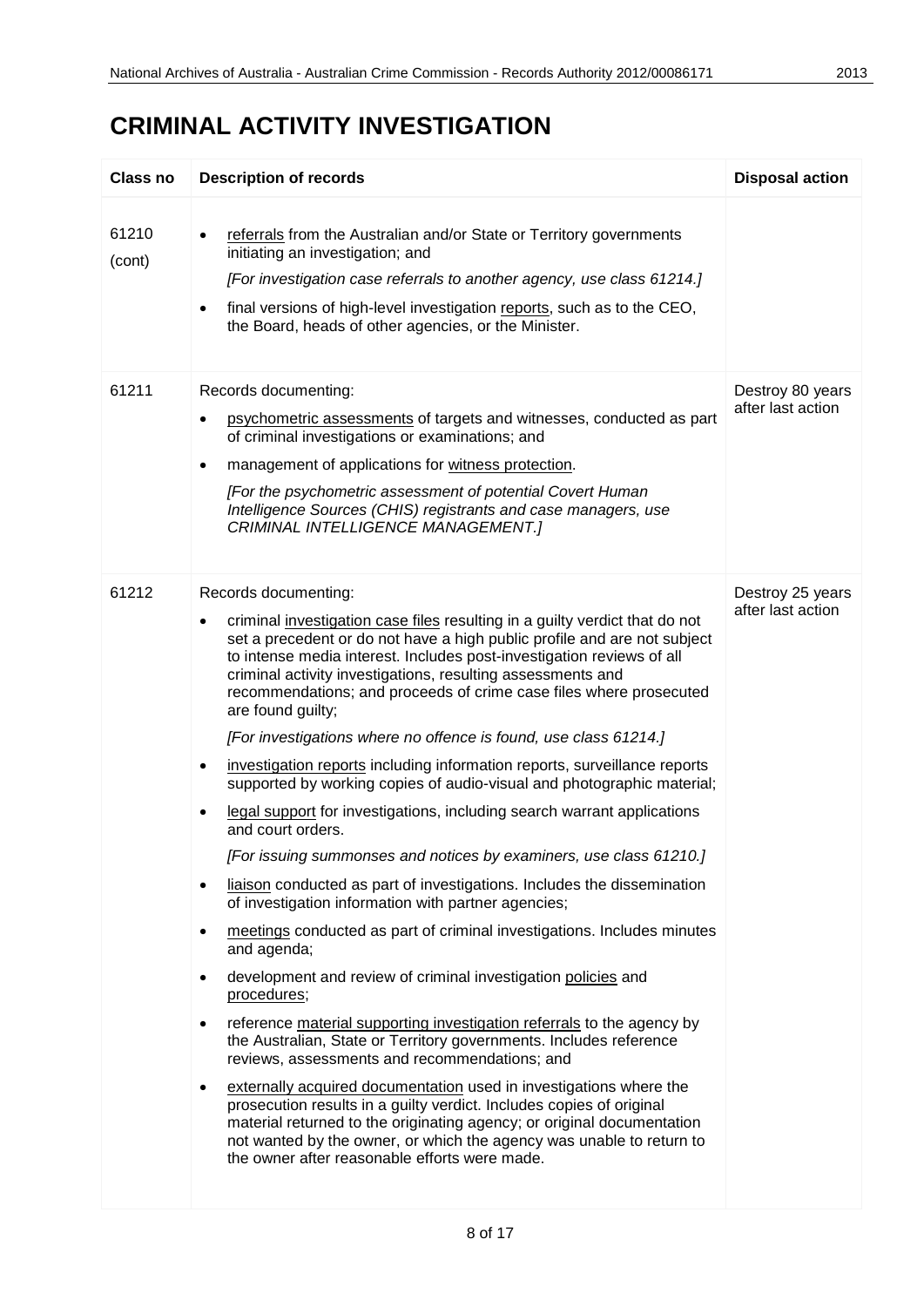# CRIMINAL ACTIVITY INVESTIGATION

| Class no | Description of records | Disposal action |
|---|---|---|
| 61210 (cont) | • referrals from the Australian and/or State or Territory governments initiating an investigation; and<br>*[For investigation case referrals to another agency, use class 61214.]*<br>• final versions of high-level investigation reports, such as to the CEO, the Board, heads of other agencies, or the Minister. | |
| 61211 | Records documenting:<br>• psychometric assessments of targets and witnesses, conducted as part of criminal investigations or examinations; and<br>• management of applications for witness protection.<br>*[For the psychometric assessment of potential Covert Human Intelligence Sources (CHIS) registrants and case managers, use CRIMINAL INTELLIGENCE MANAGEMENT.]* | Destroy 80 years after last action |
| 61212 | Records documenting:<br>• criminal investigation case files resulting in a guilty verdict that do not set a precedent or do not have a high public profile and are not subject to intense media interest. Includes post-investigation reviews of all criminal activity investigations, resulting assessments and recommendations; and proceeds of crime case files where prosecuted are found guilty;<br>*[For investigations where no offence is found, use class 61214.]*<br>• investigation reports including information reports, surveillance reports supported by working copies of audio-visual and photographic material;<br>• legal support for investigations, including search warrant applications and court orders.<br>*[For issuing summonses and notices by examiners, use class 61210.]*<br>• liaison conducted as part of investigations. Includes the dissemination of investigation information with partner agencies;<br>• meetings conducted as part of criminal investigations. Includes minutes and agenda;<br>• development and review of criminal investigation policies and procedures;<br>• reference material supporting investigation referrals to the agency by the Australian, State or Territory governments. Includes reference reviews, assessments and recommendations; and<br>• externally acquired documentation used in investigations where the prosecution results in a guilty verdict. Includes copies of original material returned to the originating agency; or original documentation not wanted by the owner, or which the agency was unable to return to the owner after reasonable efforts were made. | Destroy 25 years after last action |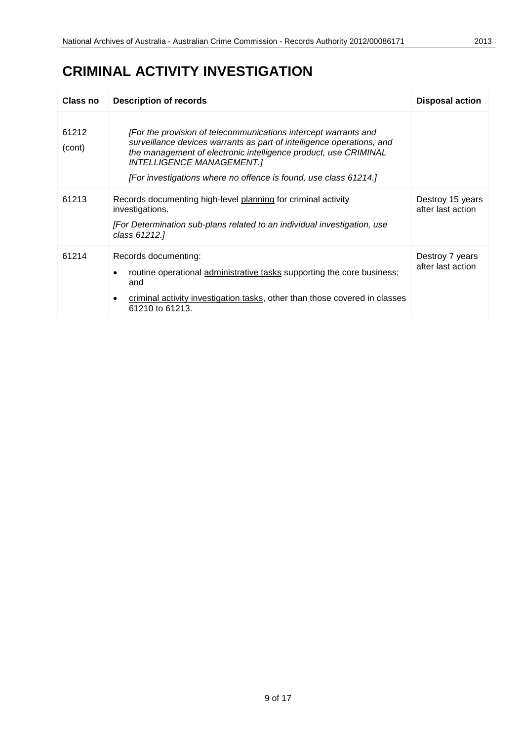# CRIMINAL ACTIVITY INVESTIGATION

| Class no | Description of records | Disposal action |
|---|---|---|
| 61212 (cont) | *[For the provision of telecommunications intercept warrants and surveillance devices warrants as part of intelligence operations, and the management of electronic intelligence product, use CRIMINAL INTELLIGENCE MANAGEMENT.]*<br>*[For investigations where no offence is found, use class 61214.]* | |
| 61213 | Records documenting high-level planning for criminal activity investigations.<br>*[For Determination sub-plans related to an individual investigation, use class 61212.]* | Destroy 15 years after last action |
| 61214 | Records documenting:<br>• routine operational administrative tasks supporting the core business; and<br>• criminal activity investigation tasks, other than those covered in classes 61210 to 61213. | Destroy 7 years after last action |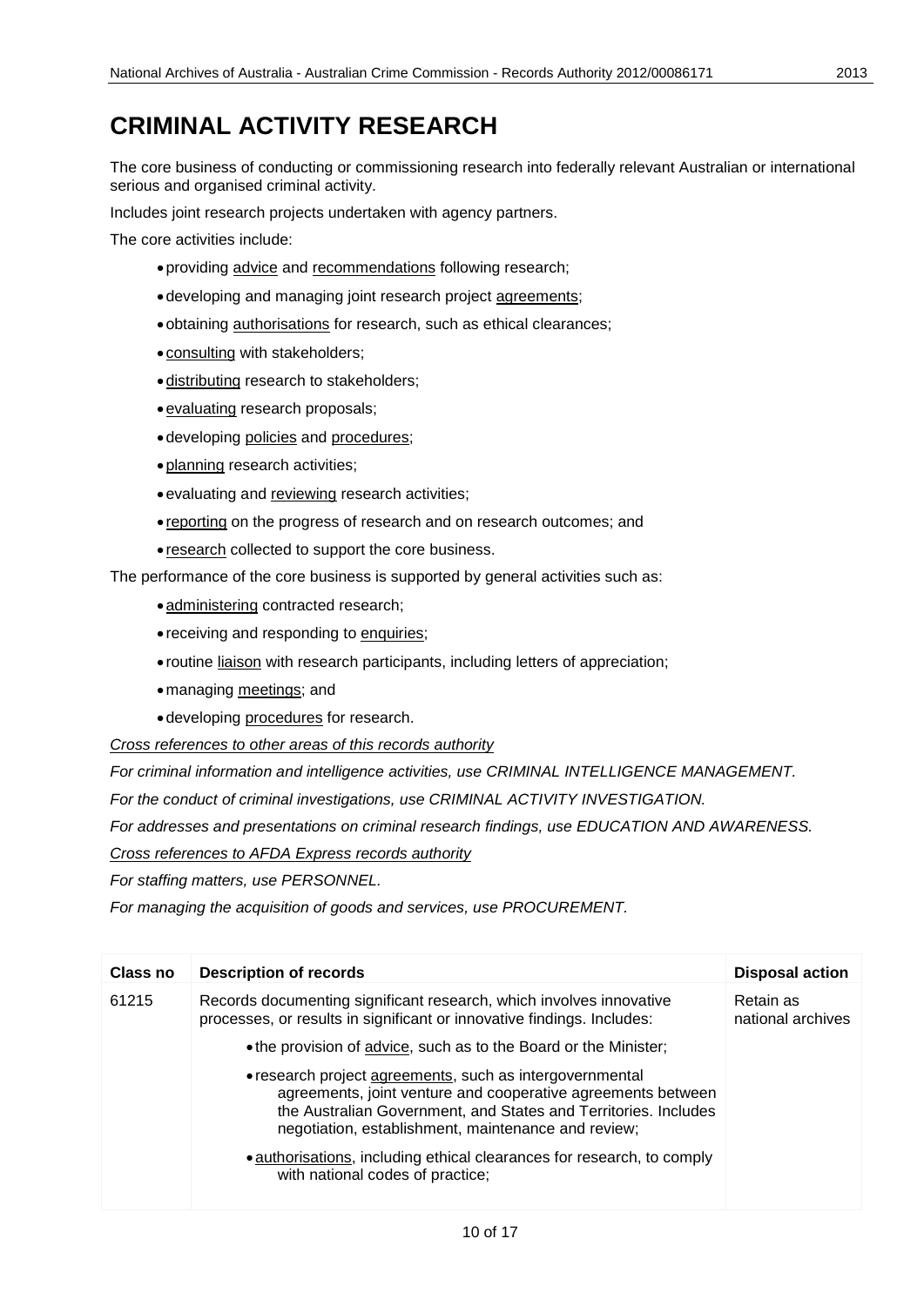# CRIMINAL ACTIVITY RESEARCH

The core business of conducting or commissioning research into federally relevant Australian or international serious and organised criminal activity.

Includes joint research projects undertaken with agency partners.

The core activities include:

- providing advice and recommendations following research;
- developing and managing joint research project agreements;
- obtaining authorisations for research, such as ethical clearances;
- consulting with stakeholders;
- distributing research to stakeholders;
- evaluating research proposals;
- developing policies and procedures;
- planning research activities;
- evaluating and reviewing research activities;
- reporting on the progress of research and on research outcomes; and
- research collected to support the core business.

The performance of the core business is supported by general activities such as:

- administering contracted research;
- receiving and responding to enquiries;
- routine liaison with research participants, including letters of appreciation;
- managing meetings; and
- developing procedures for research.

*Cross references to other areas of this records authority*

*For criminal information and intelligence activities, use CRIMINAL INTELLIGENCE MANAGEMENT.*

*For the conduct of criminal investigations, use CRIMINAL ACTIVITY INVESTIGATION.*

*For addresses and presentations on criminal research findings, use EDUCATION AND AWARENESS.*

*Cross references to AFDA Express records authority*

*For staffing matters, use PERSONNEL.*

*For managing the acquisition of goods and services, use PROCUREMENT.*

| Class no | Description of records | Disposal action |
|---|---|---|
| 61215 | Records documenting significant research, which involves innovative processes, or results in significant or innovative findings. Includes:<br>• the provision of advice, such as to the Board or the Minister;<br>• research project agreements, such as intergovernmental agreements, joint venture and cooperative agreements between the Australian Government, and States and Territories. Includes negotiation, establishment, maintenance and review;<br>• authorisations, including ethical clearances for research, to comply with national codes of practice; | Retain as national archives |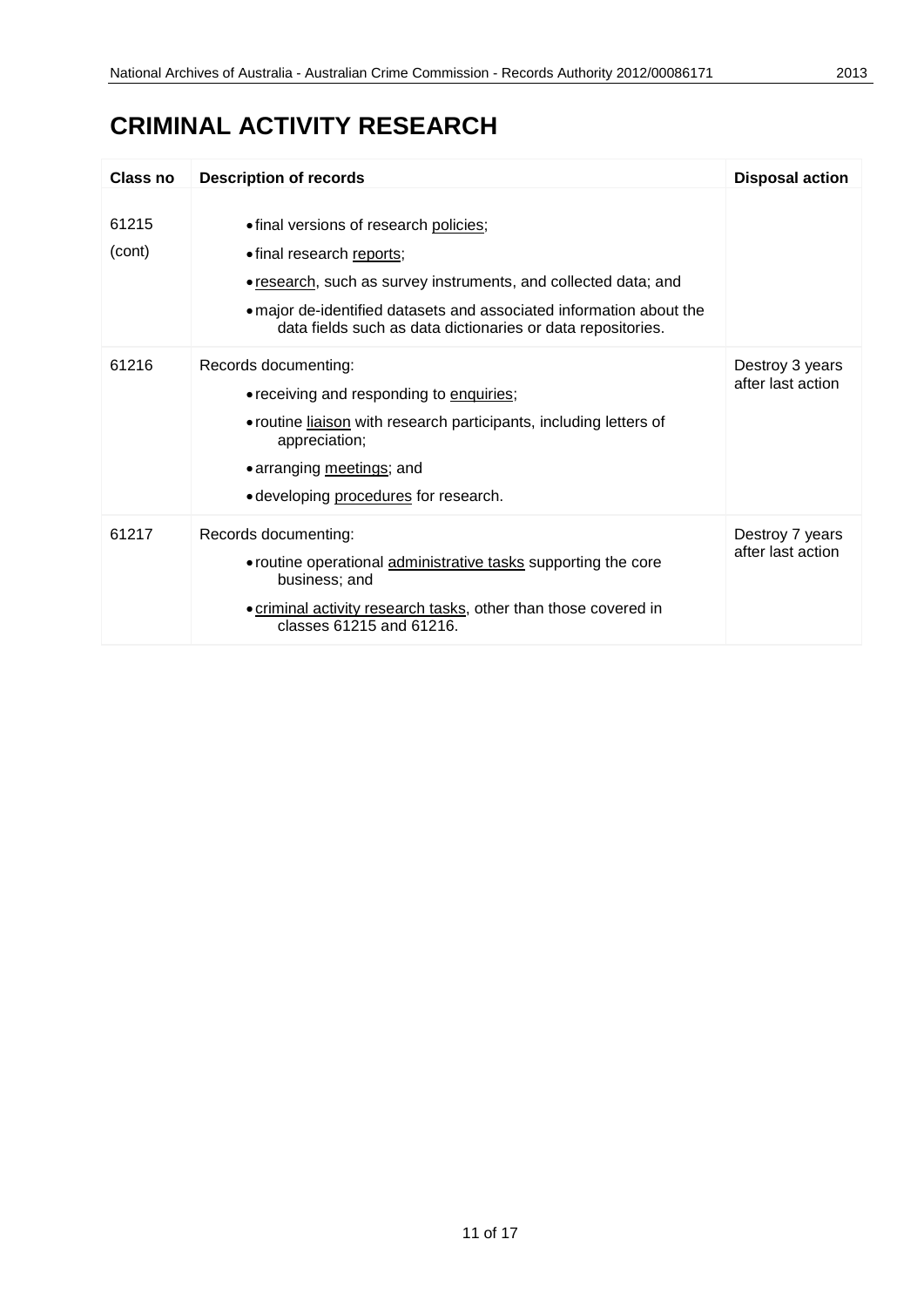# CRIMINAL ACTIVITY RESEARCH

| Class no | Description of records | Disposal action |
|---|---|---|
| 61215 (cont) | • final versions of research policies;<br>• final research reports;<br>• research, such as survey instruments, and collected data; and<br>• major de-identified datasets and associated information about the data fields such as data dictionaries or data repositories. | |
| 61216 | Records documenting:<br>• receiving and responding to enquiries;<br>• routine liaison with research participants, including letters of appreciation;<br>• arranging meetings; and<br>• developing procedures for research. | Destroy 3 years after last action |
| 61217 | Records documenting:<br>• routine operational administrative tasks supporting the core business; and<br>• criminal activity research tasks, other than those covered in classes 61215 and 61216. | Destroy 7 years after last action |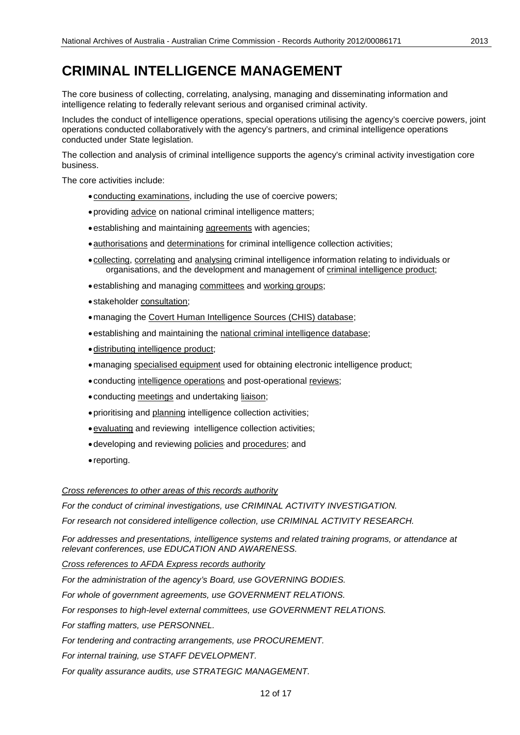# CRIMINAL INTELLIGENCE MANAGEMENT

The core business of collecting, correlating, analysing, managing and disseminating information and intelligence relating to federally relevant serious and organised criminal activity.

Includes the conduct of intelligence operations, special operations utilising the agency's coercive powers, joint operations conducted collaboratively with the agency's partners, and criminal intelligence operations conducted under State legislation.

The collection and analysis of criminal intelligence supports the agency's criminal activity investigation core business.

The core activities include:

- conducting examinations, including the use of coercive powers;
- providing advice on national criminal intelligence matters;
- establishing and maintaining agreements with agencies;
- authorisations and determinations for criminal intelligence collection activities;
- collecting, correlating and analysing criminal intelligence information relating to individuals or organisations, and the development and management of criminal intelligence product;
- establishing and managing committees and working groups;
- stakeholder consultation;
- managing the Covert Human Intelligence Sources (CHIS) database;
- establishing and maintaining the national criminal intelligence database;
- distributing intelligence product;
- managing specialised equipment used for obtaining electronic intelligence product;
- conducting intelligence operations and post-operational reviews;
- conducting meetings and undertaking liaison;
- prioritising and planning intelligence collection activities;
- evaluating and reviewing intelligence collection activities;
- developing and reviewing policies and procedures; and
- reporting.

*Cross references to other areas of this records authority*

*For the conduct of criminal investigations, use CRIMINAL ACTIVITY INVESTIGATION.*

*For research not considered intelligence collection, use CRIMINAL ACTIVITY RESEARCH.*

*For addresses and presentations, intelligence systems and related training programs, or attendance at relevant conferences, use EDUCATION AND AWARENESS.*

*Cross references to AFDA Express records authority*

*For the administration of the agency's Board, use GOVERNING BODIES.*

*For whole of government agreements, use GOVERNMENT RELATIONS.*

*For responses to high-level external committees, use GOVERNMENT RELATIONS.*

*For staffing matters, use PERSONNEL.*

*For tendering and contracting arrangements, use PROCUREMENT.*

*For internal training, use STAFF DEVELOPMENT.*

*For quality assurance audits, use STRATEGIC MANAGEMENT.*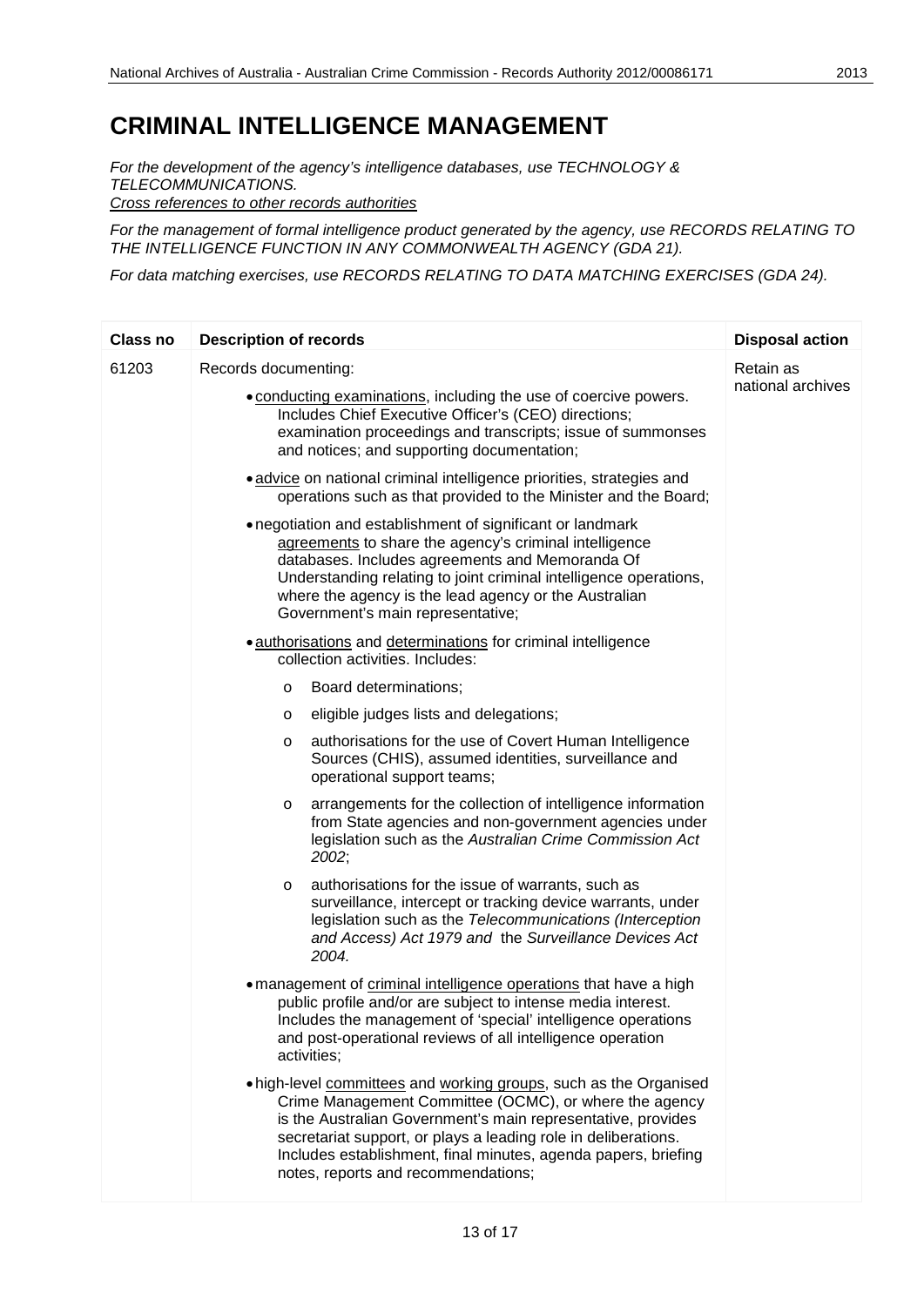# CRIMINAL INTELLIGENCE MANAGEMENT

*For the development of the agency's intelligence databases, use TECHNOLOGY & TELECOMMUNICATIONS.*

*Cross references to other records authorities*

*For the management of formal intelligence product generated by the agency, use RECORDS RELATING TO THE INTELLIGENCE FUNCTION IN ANY COMMONWEALTH AGENCY (GDA 21).*

*For data matching exercises, use RECORDS RELATING TO DATA MATCHING EXERCISES (GDA 24).*

| Class no | Description of records | Disposal action |
|---|---|---|
| 61203 | Records documenting:<br><br>• conducting examinations, including the use of coercive powers. Includes Chief Executive Officer's (CEO) directions; examination proceedings and transcripts; issue of summonses and notices; and supporting documentation;<br><br>• advice on national criminal intelligence priorities, strategies and operations such as that provided to the Minister and the Board;<br><br>• negotiation and establishment of significant or landmark agreements to share the agency's criminal intelligence databases. Includes agreements and Memoranda Of Understanding relating to joint criminal intelligence operations, where the agency is the lead agency or the Australian Government's main representative;<br><br>• authorisations and determinations for criminal intelligence collection activities. Includes:<br>o Board determinations;<br>o eligible judges lists and delegations;<br>o authorisations for the use of Covert Human Intelligence Sources (CHIS), assumed identities, surveillance and operational support teams;<br>o arrangements for the collection of intelligence information from State agencies and non-government agencies under legislation such as the *Australian Crime Commission Act 2002*;<br>o authorisations for the issue of warrants, such as surveillance, intercept or tracking device warrants, under legislation such as the *Telecommunications (Interception and Access) Act 1979 and* the *Surveillance Devices Act 2004.*<br><br>• management of criminal intelligence operations that have a high public profile and/or are subject to intense media interest. Includes the management of 'special' intelligence operations and post-operational reviews of all intelligence operation activities;<br><br>• high-level committees and working groups, such as the Organised Crime Management Committee (OCMC), or where the agency is the Australian Government's main representative, provides secretariat support, or plays a leading role in deliberations. Includes establishment, final minutes, agenda papers, briefing notes, reports and recommendations; | Retain as national archives |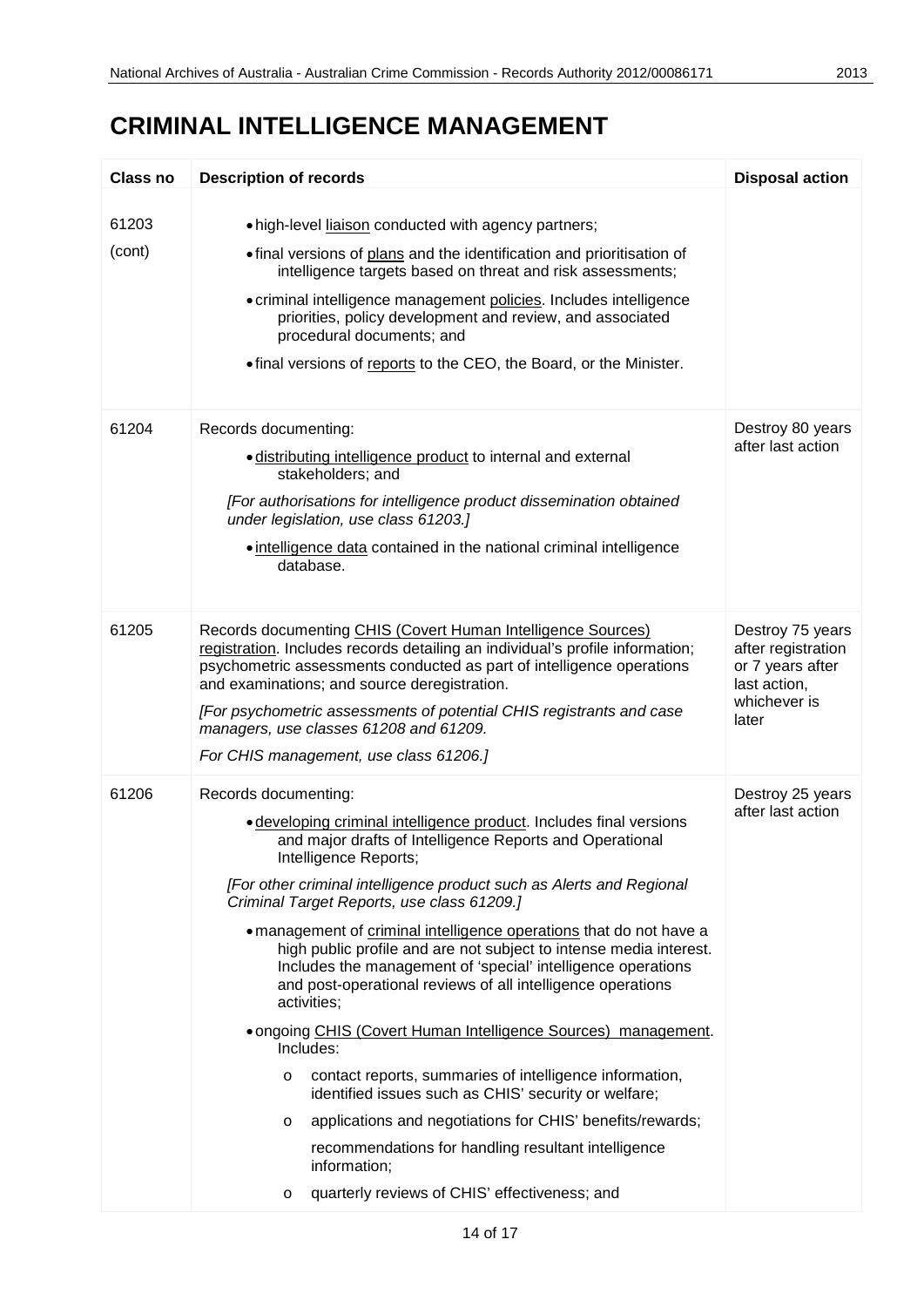# CRIMINAL INTELLIGENCE MANAGEMENT

| Class no | Description of records | Disposal action |
|---|---|---|
| 61203 (cont) | • high-level liaison conducted with agency partners;<br>• final versions of plans and the identification and prioritisation of intelligence targets based on threat and risk assessments;<br>• criminal intelligence management policies. Includes intelligence priorities, policy development and review, and associated procedural documents; and<br>• final versions of reports to the CEO, the Board, or the Minister. | |
| 61204 | Records documenting:<br>• distributing intelligence product to internal and external stakeholders; and<br>*[For authorisations for intelligence product dissemination obtained under legislation, use class 61203.]*<br>• intelligence data contained in the national criminal intelligence database. | Destroy 80 years after last action |
| 61205 | Records documenting CHIS (Covert Human Intelligence Sources) registration. Includes records detailing an individual's profile information; psychometric assessments conducted as part of intelligence operations and examinations; and source deregistration.<br>*[For psychometric assessments of potential CHIS registrants and case managers, use classes 61208 and 61209.*<br>*For CHIS management, use class 61206.]* | Destroy 75 years after registration or 7 years after last action, whichever is later |
| 61206 | Records documenting:<br>• developing criminal intelligence product. Includes final versions and major drafts of Intelligence Reports and Operational Intelligence Reports;<br>*[For other criminal intelligence product such as Alerts and Regional Criminal Target Reports, use class 61209.]*<br>• management of criminal intelligence operations that do not have a high public profile and are not subject to intense media interest. Includes the management of 'special' intelligence operations and post-operational reviews of all intelligence operations activities;<br>• ongoing CHIS (Covert Human Intelligence Sources) management. Includes:<br>o contact reports, summaries of intelligence information, identified issues such as CHIS' security or welfare;<br>o applications and negotiations for CHIS' benefits/rewards;<br>recommendations for handling resultant intelligence information;<br>o quarterly reviews of CHIS' effectiveness; and | Destroy 25 years after last action |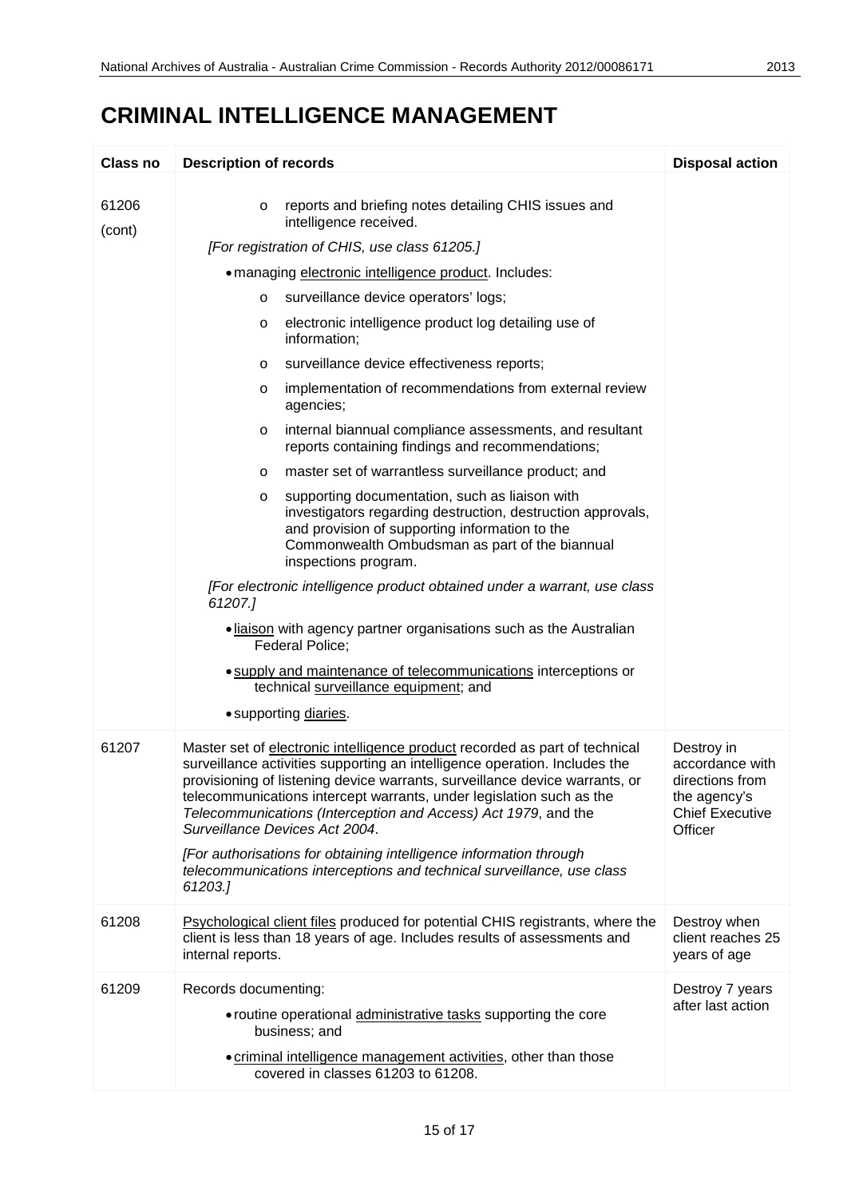# CRIMINAL INTELLIGENCE MANAGEMENT

| Class no | Description of records | Disposal action |
|---|---|---|
| 61206 (cont) | o reports and briefing notes detailing CHIS issues and intelligence received.<br>*[For registration of CHIS, use class 61205.]*<br>• managing electronic intelligence product. Includes:<br>o surveillance device operators' logs;<br>o electronic intelligence product log detailing use of information;<br>o surveillance device effectiveness reports;<br>o implementation of recommendations from external review agencies;<br>o internal biannual compliance assessments, and resultant reports containing findings and recommendations;<br>o master set of warrantless surveillance product; and<br>o supporting documentation, such as liaison with investigators regarding destruction, destruction approvals, and provision of supporting information to the Commonwealth Ombudsman as part of the biannual inspections program.<br>*[For electronic intelligence product obtained under a warrant, use class 61207.]*<br>• liaison with agency partner organisations such as the Australian Federal Police;<br>• supply and maintenance of telecommunications interceptions or technical surveillance equipment; and<br>• supporting diaries. | |
| 61207 | Master set of electronic intelligence product recorded as part of technical surveillance activities supporting an intelligence operation. Includes the provisioning of listening device warrants, surveillance device warrants, or telecommunications intercept warrants, under legislation such as the *Telecommunications (Interception and Access) Act 1979*, and the *Surveillance Devices Act 2004*.<br>*[For authorisations for obtaining intelligence information through telecommunications interceptions and technical surveillance, use class 61203.]* | Destroy in accordance with directions from the agency's Chief Executive Officer |
| 61208 | Psychological client files produced for potential CHIS registrants, where the client is less than 18 years of age. Includes results of assessments and internal reports. | Destroy when client reaches 25 years of age |
| 61209 | Records documenting:<br>• routine operational administrative tasks supporting the core business; and<br>• criminal intelligence management activities, other than those covered in classes 61203 to 61208. | Destroy 7 years after last action |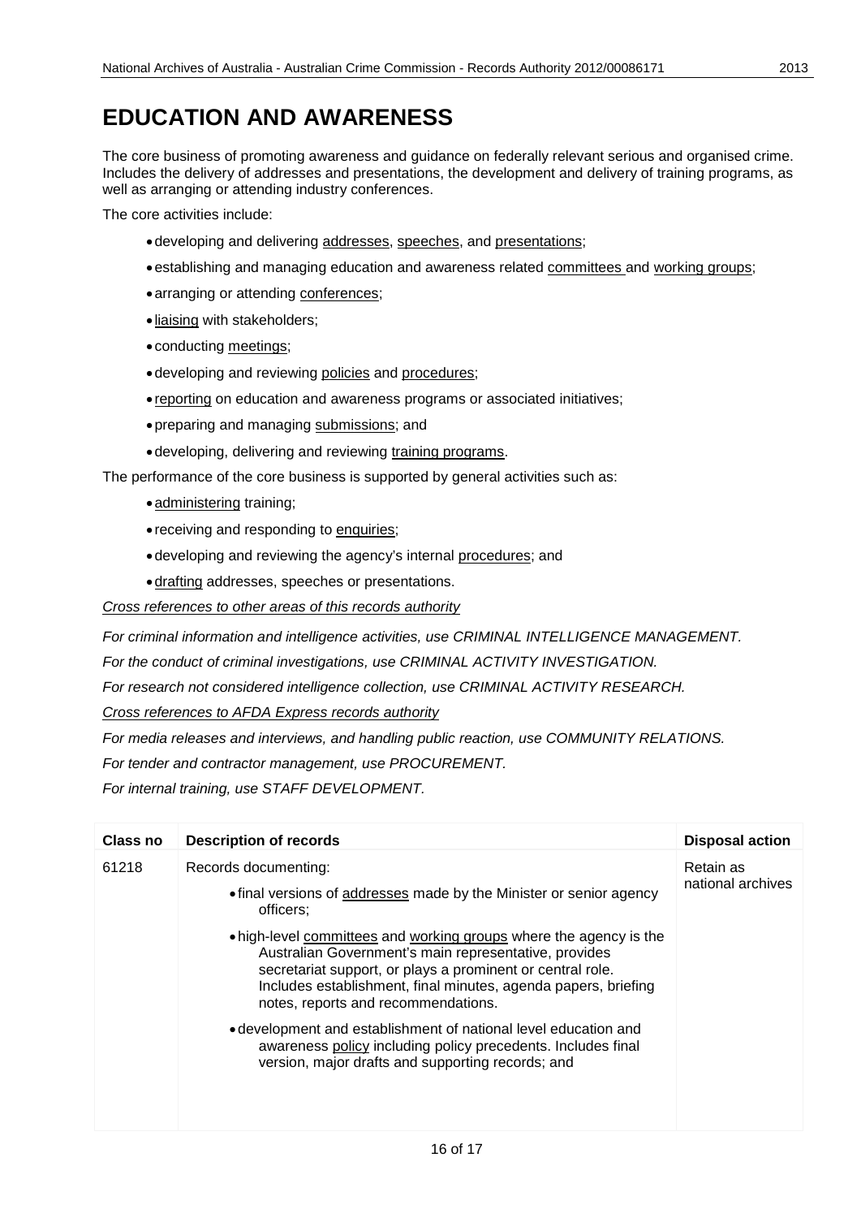# EDUCATION AND AWARENESS

The core business of promoting awareness and guidance on federally relevant serious and organised crime. Includes the delivery of addresses and presentations, the development and delivery of training programs, as well as arranging or attending industry conferences.

The core activities include:

- developing and delivering addresses, speeches, and presentations;
- establishing and managing education and awareness related committees and working groups;
- arranging or attending conferences;
- liaising with stakeholders;
- conducting meetings;
- developing and reviewing policies and procedures;
- reporting on education and awareness programs or associated initiatives;
- preparing and managing submissions; and
- developing, delivering and reviewing training programs.

The performance of the core business is supported by general activities such as:

- administering training;
- receiving and responding to enquiries;
- developing and reviewing the agency's internal procedures; and
- drafting addresses, speeches or presentations.

*Cross references to other areas of this records authority*

*For criminal information and intelligence activities, use CRIMINAL INTELLIGENCE MANAGEMENT.*

*For the conduct of criminal investigations, use CRIMINAL ACTIVITY INVESTIGATION.*

*For research not considered intelligence collection, use CRIMINAL ACTIVITY RESEARCH.*

*Cross references to AFDA Express records authority*

*For media releases and interviews, and handling public reaction, use COMMUNITY RELATIONS.*

*For tender and contractor management, use PROCUREMENT.*

*For internal training, use STAFF DEVELOPMENT.*

| Class no | Description of records | Disposal action |
|---|---|---|
| 61218 | Records documenting:<br>• final versions of addresses made by the Minister or senior agency officers;<br>• high-level committees and working groups where the agency is the Australian Government's main representative, provides secretariat support, or plays a prominent or central role. Includes establishment, final minutes, agenda papers, briefing notes, reports and recommendations.<br>• development and establishment of national level education and awareness policy including policy precedents. Includes final version, major drafts and supporting records; and | Retain as national archives |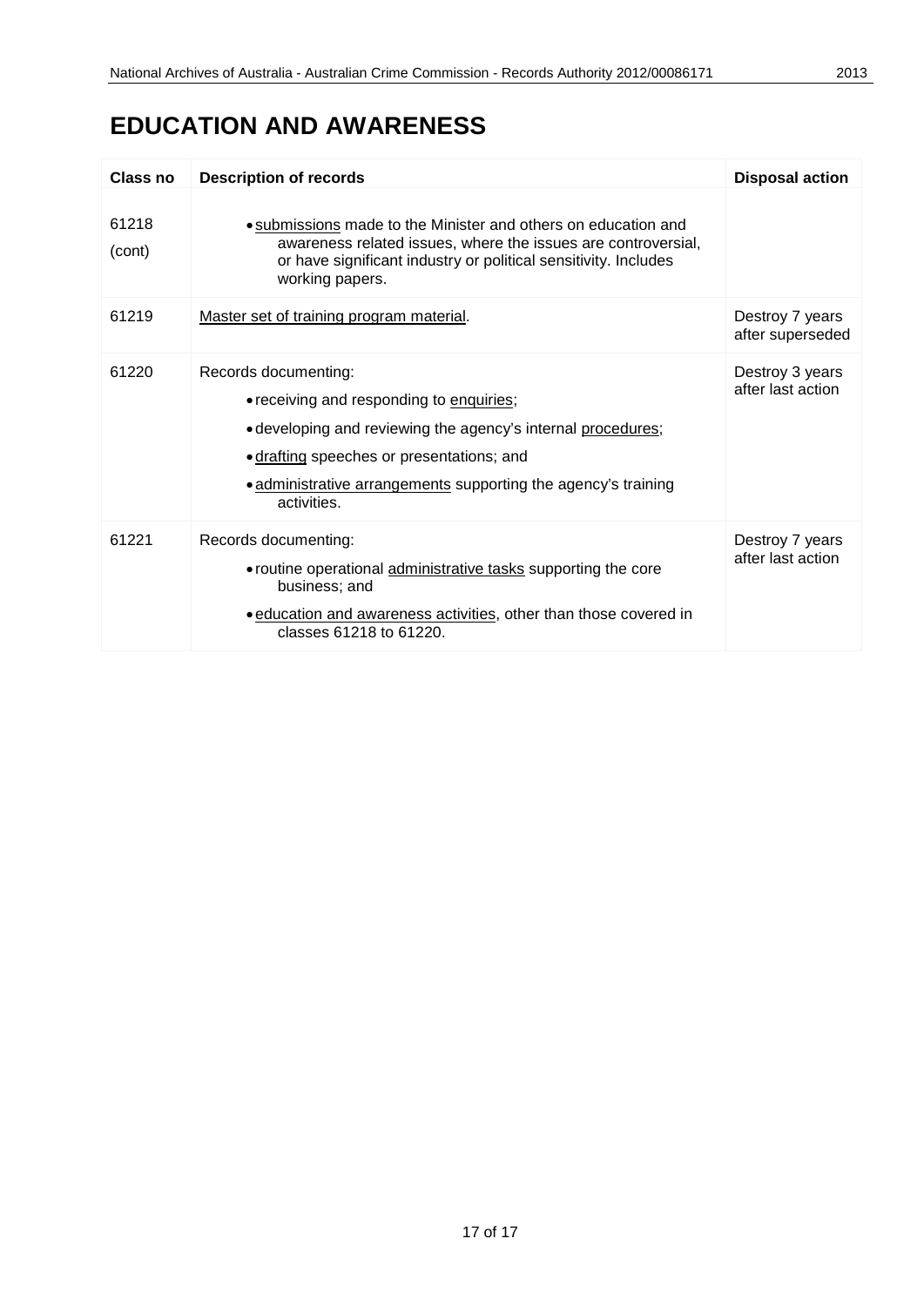# EDUCATION AND AWARENESS

| Class no | Description of records | Disposal action |
|---|---|---|
| 61218 (cont) | • submissions made to the Minister and others on education and awareness related issues, where the issues are controversial, or have significant industry or political sensitivity. Includes working papers. | |
| 61219 | Master set of training program material. | Destroy 7 years after superseded |
| 61220 | Records documenting:<br>• receiving and responding to enquiries;<br>• developing and reviewing the agency's internal procedures;<br>• drafting speeches or presentations; and<br>• administrative arrangements supporting the agency's training activities. | Destroy 3 years after last action |
| 61221 | Records documenting:<br>• routine operational administrative tasks supporting the core business; and<br>• education and awareness activities, other than those covered in classes 61218 to 61220. | Destroy 7 years after last action |